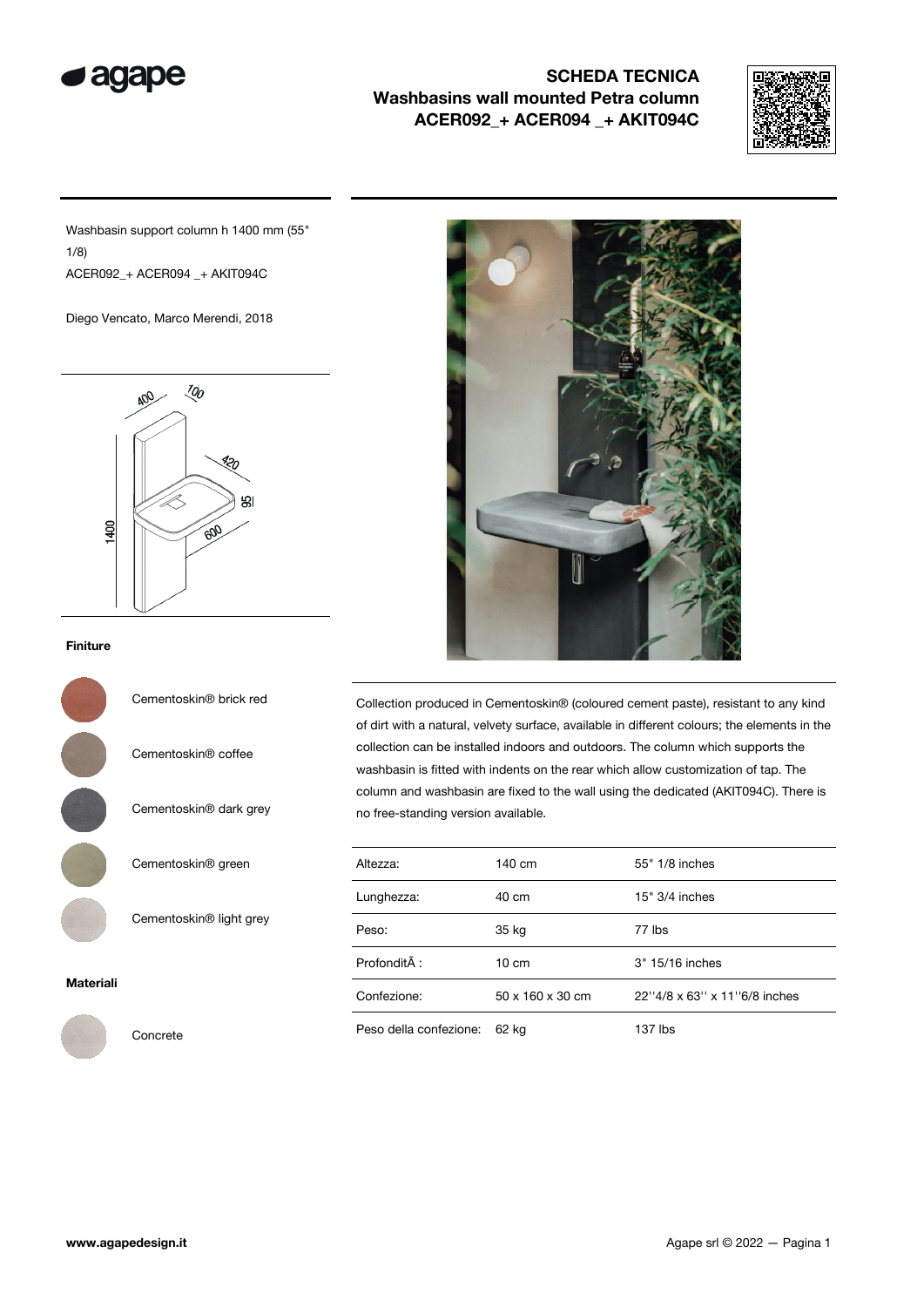# SCHEDA TECNICA
## Washbasins wall mounted Petra column
## ACER092_+ ACER094 _+ AKIT094C

Washbasin support column h 1400 mm (55" 1/8)
ACER092_+ ACER094 _+ AKIT094C

Diego Vencato, Marco Merendi, 2018

**Finiture**

Cementoskin® brick red

Cementoskin® coffee

Cementoskin® dark grey

Cementoskin® green

Cementoskin® light grey

**Materiali**

Concrete

Collection produced in Cementoskin® (coloured cement paste), resistant to any kind of dirt with a natural, velvety surface, available in different colours; the elements in the collection can be installed indoors and outdoors. The column which supports the washbasin is fitted with indents on the rear which allow customization of tap. The column and washbasin are fixed to the wall using the dedicated (AKIT094C). There is no free-standing version available.

| | | |
|---|---|---|
| Altezza: | 140 cm | 55" 1/8 inches |
| Lunghezza: | 40 cm | 15" 3/4 inches |
| Peso: | 35 kg | 77 lbs |
| ProfonditÃ : | 10 cm | 3" 15/16 inches |
| Confezione: | 50 x 160 x 30 cm | 22''4/8 x 63'' x 11''6/8 inches |
| Peso della confezione: | 62 kg | 137 lbs |

www.agapedesign.it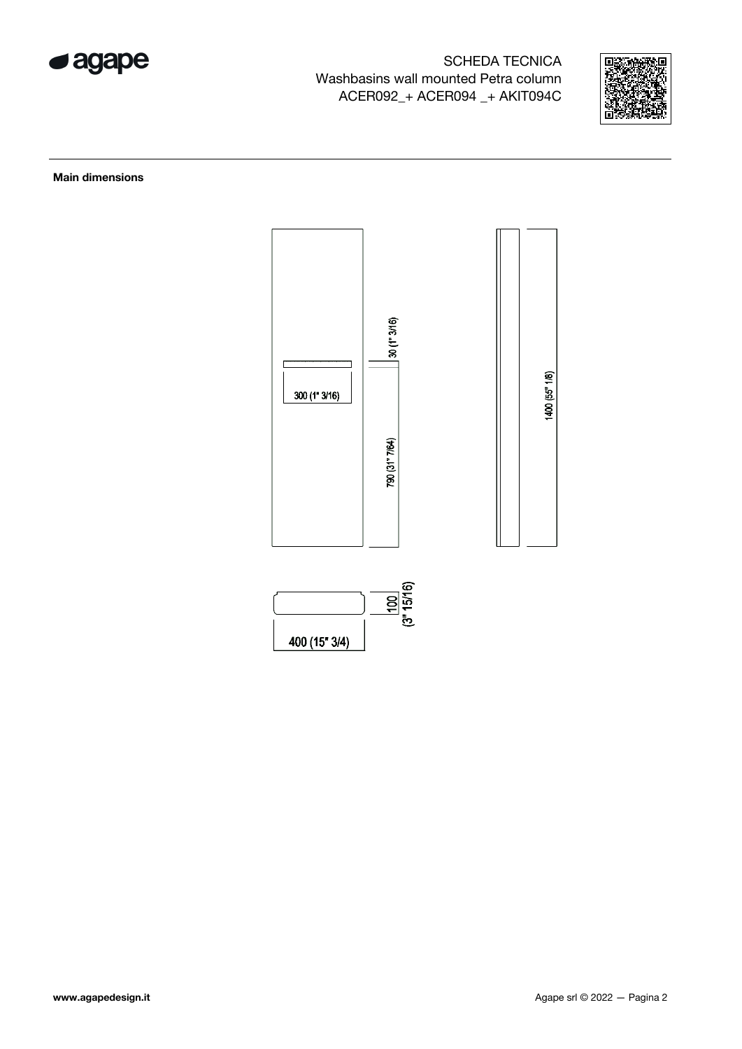SCHEDA TECNICA
Washbasins wall mounted Petra column
ACER092_+ ACER094 _+ AKIT094C

**Main dimensions**

30 (1" 3/16)

300 (1" 3/16)

790 (31" 7/64)

1400 (55" 1/8)

100
(3" 15/16)

400 (15" 3/4)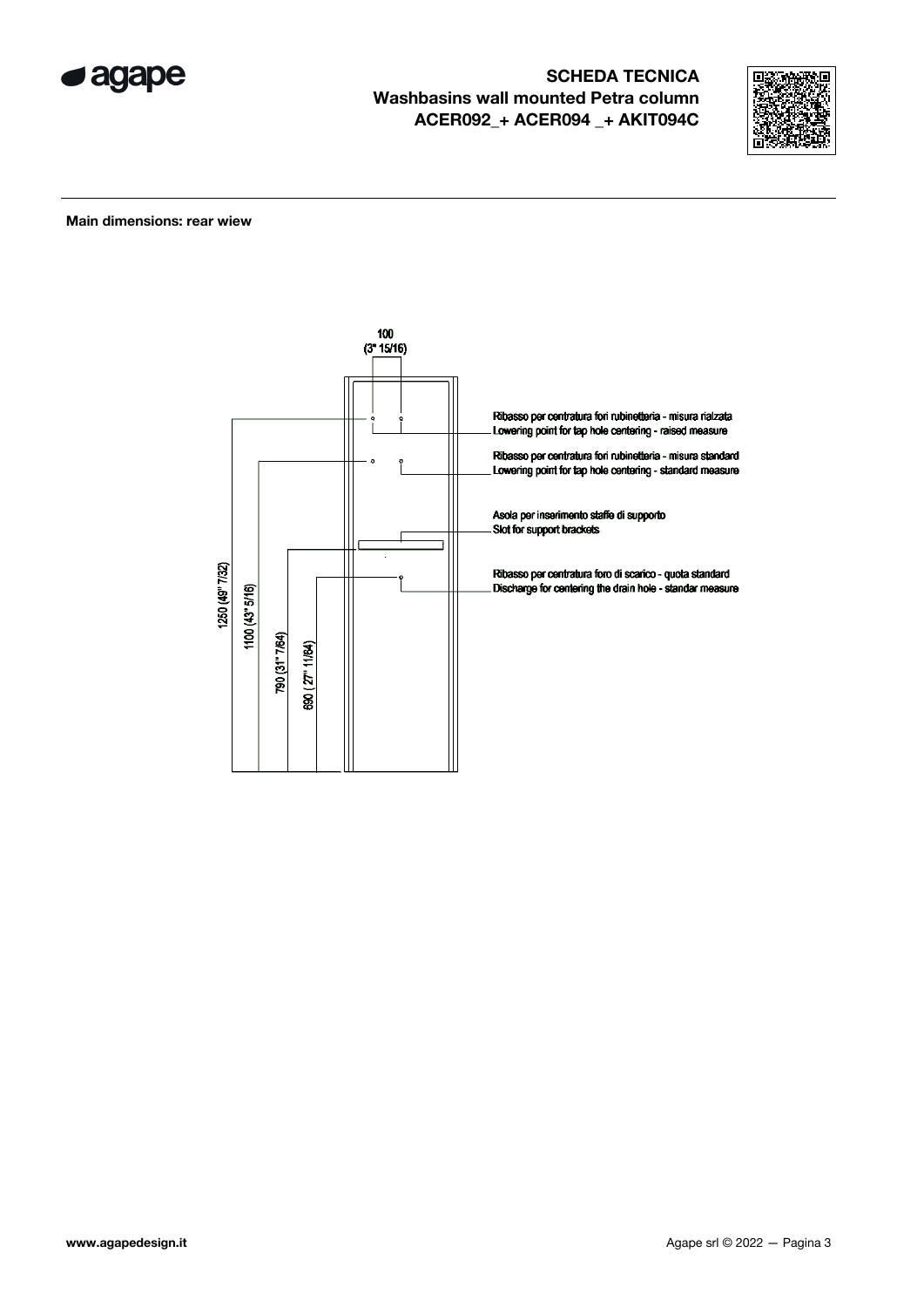# SCHEDA TECNICA
## Washbasins wall mounted Petra column
## ACER092_+ ACER094 _+ AKIT094C

**Main dimensions: rear wiew**

100
(3" 15/16)

Ribasso per centratura fori rubinetteria - misura rialzata
Lowering point for tap hole centering - raised measure

Ribasso per centratura fori rubinetteria - misura standard
Lowering point for tap hole centering - standard measure

Asola per inserimento staffe di supporto
Slot for support brackets

Ribasso per centratura foro di scarico - quota standard
Discharge for centering the drain hole - standar measure

1250 (49" 7/32)

1100 (43" 5/16)

790 (31" 7/64)

690 ( 27" 11/64)